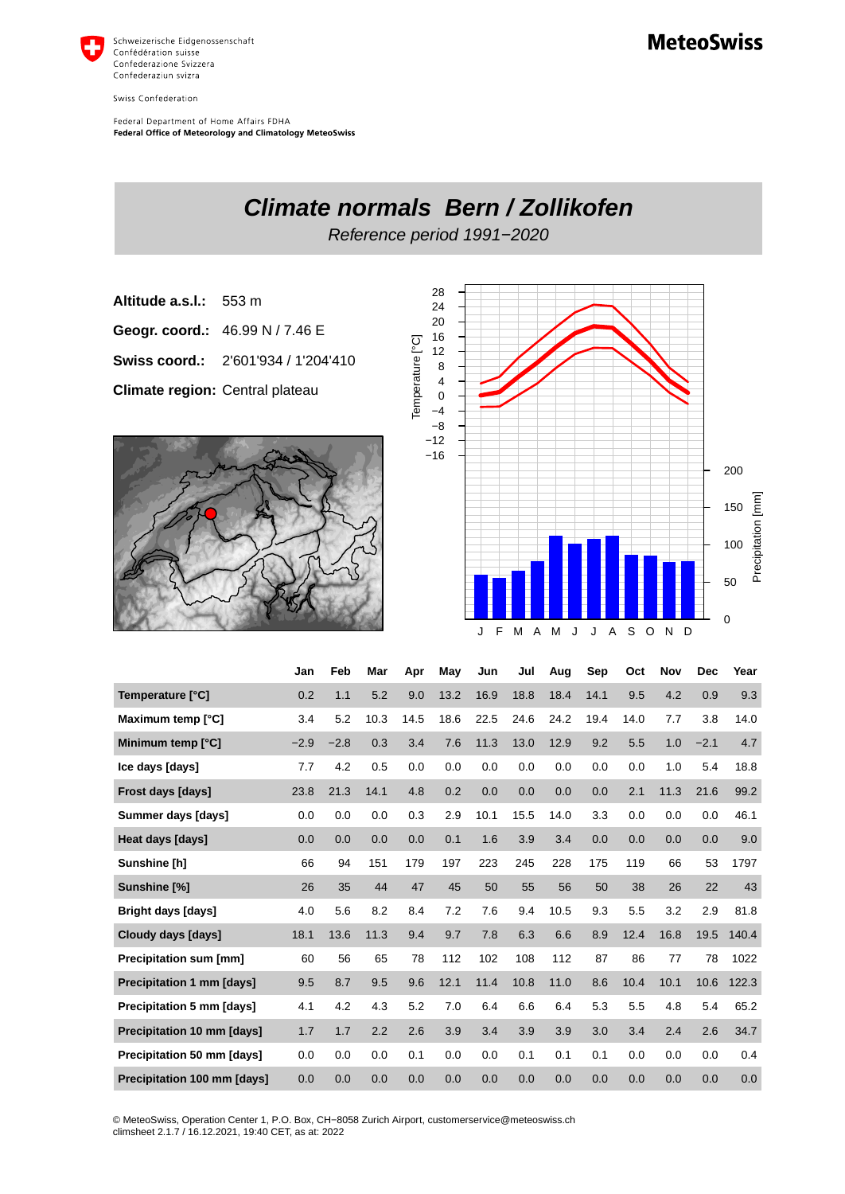Schweizerische Eidgenossenschaft
Confédération suisse
Confederazione Svizzera
Confederaziun svizra

Swiss Confederation

Federal Department of Home Affairs FDHA
**Federal Office of Meteorology and Climatology MeteoSwiss**

**MeteoSwiss**

# *Climate normals Bern / Zollikofen*

*Reference period 1991−2020*

**Altitude a.s.l.:** 553 m

**Geogr. coord.:** 46.99 N / 7.46 E

**Swiss coord.:** 2'601'934 / 1'204'410

**Climate region:** Central plateau

| | Jan | Feb | Mar | Apr | May | Jun | Jul | Aug | Sep | Oct | Nov | Dec | Year |
|---|---|---|---|---|---|---|---|---|---|---|---|---|---|
| **Temperature [°C]** | 0.2 | 1.1 | 5.2 | 9.0 | 13.2 | 16.9 | 18.8 | 18.4 | 14.1 | 9.5 | 4.2 | 0.9 | 9.3 |
| **Maximum temp [°C]** | 3.4 | 5.2 | 10.3 | 14.5 | 18.6 | 22.5 | 24.6 | 24.2 | 19.4 | 14.0 | 7.7 | 3.8 | 14.0 |
| **Minimum temp [°C]** | −2.9 | −2.8 | 0.3 | 3.4 | 7.6 | 11.3 | 13.0 | 12.9 | 9.2 | 5.5 | 1.0 | −2.1 | 4.7 |
| **Ice days [days]** | 7.7 | 4.2 | 0.5 | 0.0 | 0.0 | 0.0 | 0.0 | 0.0 | 0.0 | 0.0 | 1.0 | 5.4 | 18.8 |
| **Frost days [days]** | 23.8 | 21.3 | 14.1 | 4.8 | 0.2 | 0.0 | 0.0 | 0.0 | 0.0 | 2.1 | 11.3 | 21.6 | 99.2 |
| **Summer days [days]** | 0.0 | 0.0 | 0.0 | 0.3 | 2.9 | 10.1 | 15.5 | 14.0 | 3.3 | 0.0 | 0.0 | 0.0 | 46.1 |
| **Heat days [days]** | 0.0 | 0.0 | 0.0 | 0.0 | 0.1 | 1.6 | 3.9 | 3.4 | 0.0 | 0.0 | 0.0 | 0.0 | 9.0 |
| **Sunshine [h]** | 66 | 94 | 151 | 179 | 197 | 223 | 245 | 228 | 175 | 119 | 66 | 53 | 1797 |
| **Sunshine [%]** | 26 | 35 | 44 | 47 | 45 | 50 | 55 | 56 | 50 | 38 | 26 | 22 | 43 |
| **Bright days [days]** | 4.0 | 5.6 | 8.2 | 8.4 | 7.2 | 7.6 | 9.4 | 10.5 | 9.3 | 5.5 | 3.2 | 2.9 | 81.8 |
| **Cloudy days [days]** | 18.1 | 13.6 | 11.3 | 9.4 | 9.7 | 7.8 | 6.3 | 6.6 | 8.9 | 12.4 | 16.8 | 19.5 | 140.4 |
| **Precipitation sum [mm]** | 60 | 56 | 65 | 78 | 112 | 102 | 108 | 112 | 87 | 86 | 77 | 78 | 1022 |
| **Precipitation 1 mm [days]** | 9.5 | 8.7 | 9.5 | 9.6 | 12.1 | 11.4 | 10.8 | 11.0 | 8.6 | 10.4 | 10.1 | 10.6 | 122.3 |
| **Precipitation 5 mm [days]** | 4.1 | 4.2 | 4.3 | 5.2 | 7.0 | 6.4 | 6.6 | 6.4 | 5.3 | 5.5 | 4.8 | 5.4 | 65.2 |
| **Precipitation 10 mm [days]** | 1.7 | 1.7 | 2.2 | 2.6 | 3.9 | 3.4 | 3.9 | 3.9 | 3.0 | 3.4 | 2.4 | 2.6 | 34.7 |
| **Precipitation 50 mm [days]** | 0.0 | 0.0 | 0.0 | 0.1 | 0.0 | 0.0 | 0.1 | 0.1 | 0.1 | 0.0 | 0.0 | 0.0 | 0.4 |
| **Precipitation 100 mm [days]** | 0.0 | 0.0 | 0.0 | 0.0 | 0.0 | 0.0 | 0.0 | 0.0 | 0.0 | 0.0 | 0.0 | 0.0 | 0.0 |

© MeteoSwiss, Operation Center 1, P.O. Box, CH−8058 Zurich Airport, customerservice@meteoswiss.ch
climsheet 2.1.7 / 16.12.2021, 19:40 CET, as at: 2022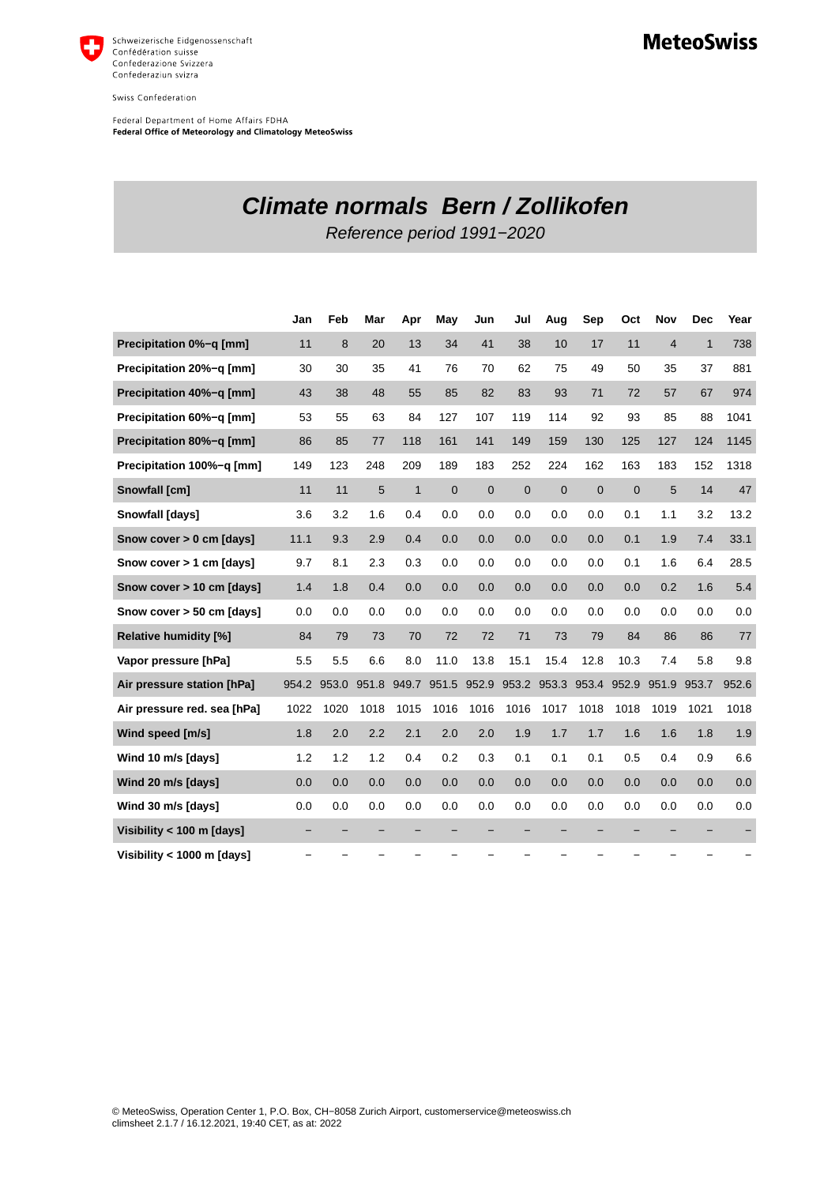# *Climate normals Bern / Zollikofen*

*Reference period 1991−2020*

| | Jan | Feb | Mar | Apr | May | Jun | Jul | Aug | Sep | Oct | Nov | Dec | Year |
|---|---|---|---|---|---|---|---|---|---|---|---|---|---|
| **Precipitation 0%−q [mm]** | 11 | 8 | 20 | 13 | 34 | 41 | 38 | 10 | 17 | 11 | 4 | 1 | 738 |
| **Precipitation 20%−q [mm]** | 30 | 30 | 35 | 41 | 76 | 70 | 62 | 75 | 49 | 50 | 35 | 37 | 881 |
| **Precipitation 40%−q [mm]** | 43 | 38 | 48 | 55 | 85 | 82 | 83 | 93 | 71 | 72 | 57 | 67 | 974 |
| **Precipitation 60%−q [mm]** | 53 | 55 | 63 | 84 | 127 | 107 | 119 | 114 | 92 | 93 | 85 | 88 | 1041 |
| **Precipitation 80%−q [mm]** | 86 | 85 | 77 | 118 | 161 | 141 | 149 | 159 | 130 | 125 | 127 | 124 | 1145 |
| **Precipitation 100%−q [mm]** | 149 | 123 | 248 | 209 | 189 | 183 | 252 | 224 | 162 | 163 | 183 | 152 | 1318 |
| **Snowfall [cm]** | 11 | 11 | 5 | 1 | 0 | 0 | 0 | 0 | 0 | 0 | 5 | 14 | 47 |
| **Snowfall [days]** | 3.6 | 3.2 | 1.6 | 0.4 | 0.0 | 0.0 | 0.0 | 0.0 | 0.0 | 0.1 | 1.1 | 3.2 | 13.2 |
| **Snow cover > 0 cm [days]** | 11.1 | 9.3 | 2.9 | 0.4 | 0.0 | 0.0 | 0.0 | 0.0 | 0.0 | 0.1 | 1.9 | 7.4 | 33.1 |
| **Snow cover > 1 cm [days]** | 9.7 | 8.1 | 2.3 | 0.3 | 0.0 | 0.0 | 0.0 | 0.0 | 0.0 | 0.1 | 1.6 | 6.4 | 28.5 |
| **Snow cover > 10 cm [days]** | 1.4 | 1.8 | 0.4 | 0.0 | 0.0 | 0.0 | 0.0 | 0.0 | 0.0 | 0.0 | 0.2 | 1.6 | 5.4 |
| **Snow cover > 50 cm [days]** | 0.0 | 0.0 | 0.0 | 0.0 | 0.0 | 0.0 | 0.0 | 0.0 | 0.0 | 0.0 | 0.0 | 0.0 | 0.0 |
| **Relative humidity [%]** | 84 | 79 | 73 | 70 | 72 | 72 | 71 | 73 | 79 | 84 | 86 | 86 | 77 |
| **Vapor pressure [hPa]** | 5.5 | 5.5 | 6.6 | 8.0 | 11.0 | 13.8 | 15.1 | 15.4 | 12.8 | 10.3 | 7.4 | 5.8 | 9.8 |
| **Air pressure station [hPa]** | 954.2 | 953.0 | 951.8 | 949.7 | 951.5 | 952.9 | 953.2 | 953.3 | 953.4 | 952.9 | 951.9 | 953.7 | 952.6 |
| **Air pressure red. sea [hPa]** | 1022 | 1020 | 1018 | 1015 | 1016 | 1016 | 1016 | 1017 | 1018 | 1018 | 1019 | 1021 | 1018 |
| **Wind speed [m/s]** | 1.8 | 2.0 | 2.2 | 2.1 | 2.0 | 2.0 | 1.9 | 1.7 | 1.7 | 1.6 | 1.6 | 1.8 | 1.9 |
| **Wind 10 m/s [days]** | 1.2 | 1.2 | 1.2 | 0.4 | 0.2 | 0.3 | 0.1 | 0.1 | 0.1 | 0.5 | 0.4 | 0.9 | 6.6 |
| **Wind 20 m/s [days]** | 0.0 | 0.0 | 0.0 | 0.0 | 0.0 | 0.0 | 0.0 | 0.0 | 0.0 | 0.0 | 0.0 | 0.0 | 0.0 |
| **Wind 30 m/s [days]** | 0.0 | 0.0 | 0.0 | 0.0 | 0.0 | 0.0 | 0.0 | 0.0 | 0.0 | 0.0 | 0.0 | 0.0 | 0.0 |
| **Visibility < 100 m [days]** | − | − | − | − | − | − | − | − | − | − | − | − | − |
| **Visibility < 1000 m [days]** | − | − | − | − | − | − | − | − | − | − | − | − | − |

© MeteoSwiss, Operation Center 1, P.O. Box, CH−8058 Zurich Airport, customerservice@meteoswiss.ch
climsheet 2.1.7 / 16.12.2021, 19:40 CET, as at: 2022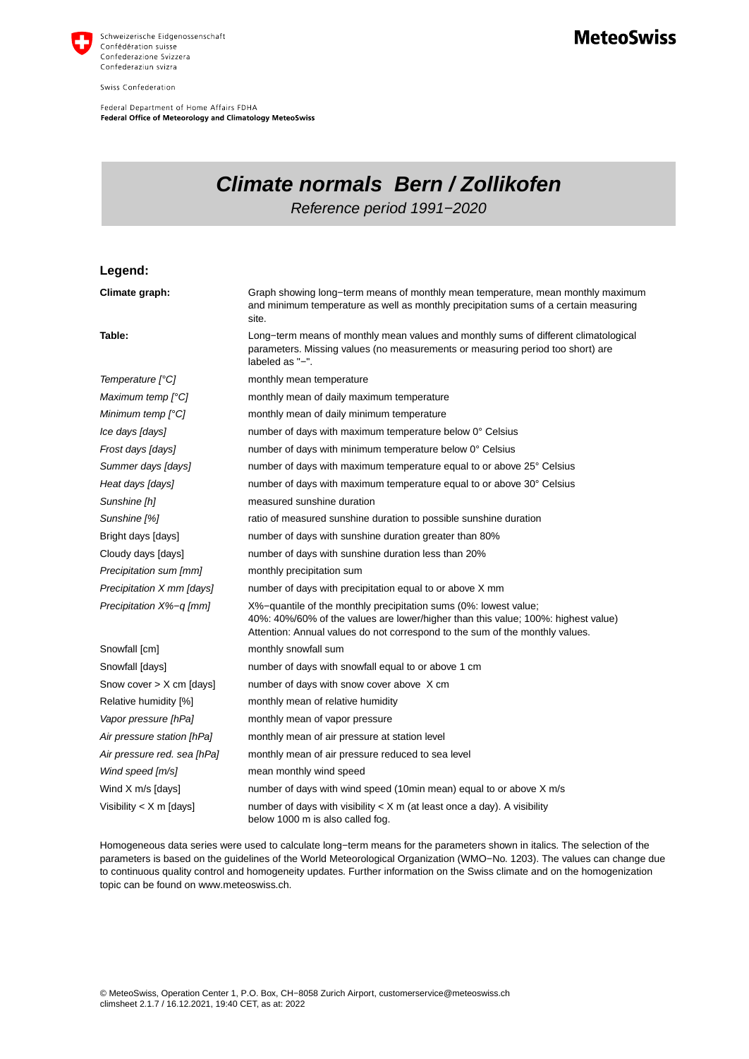Schweizerische Eidgenossenschaft
Confédération suisse
Confederazione Svizzera
Confederaziun svizra

Swiss Confederation

Federal Department of Home Affairs FDHA
**Federal Office of Meteorology and Climatology MeteoSwiss**

**MeteoSwiss**

# *Climate normals Bern / Zollikofen*

*Reference period 1991−2020*

## Legend:

| | |
|---|---|
| **Climate graph:** | Graph showing long−term means of monthly mean temperature, mean monthly maximum and minimum temperature as well as monthly precipitation sums of a certain measuring site. |
| **Table:** | Long−term means of monthly mean values and monthly sums of different climatological parameters. Missing values (no measurements or measuring period too short) are labeled as "−". |
| *Temperature [°C]* | monthly mean temperature |
| *Maximum temp [°C]* | monthly mean of daily maximum temperature |
| *Minimum temp [°C]* | monthly mean of daily minimum temperature |
| *Ice days [days]* | number of days with maximum temperature below 0° Celsius |
| *Frost days [days]* | number of days with minimum temperature below 0° Celsius |
| *Summer days [days]* | number of days with maximum temperature equal to or above 25° Celsius |
| *Heat days [days]* | number of days with maximum temperature equal to or above 30° Celsius |
| *Sunshine [h]* | measured sunshine duration |
| *Sunshine [%]* | ratio of measured sunshine duration to possible sunshine duration |
| Bright days [days] | number of days with sunshine duration greater than 80% |
| Cloudy days [days] | number of days with sunshine duration less than 20% |
| *Precipitation sum [mm]* | monthly precipitation sum |
| *Precipitation X mm [days]* | number of days with precipitation equal to or above X mm |
| *Precipitation X%−q [mm]* | X%−quantile of the monthly precipitation sums (0%: lowest value; 40%: 40%/60% of the values are lower/higher than this value; 100%: highest value) Attention: Annual values do not correspond to the sum of the monthly values. |
| Snowfall [cm] | monthly snowfall sum |
| Snowfall [days] | number of days with snowfall equal to or above 1 cm |
| Snow cover > X cm [days] | number of days with snow cover above X cm |
| Relative humidity [%] | monthly mean of relative humidity |
| *Vapor pressure [hPa]* | monthly mean of vapor pressure |
| *Air pressure station [hPa]* | monthly mean of air pressure at station level |
| *Air pressure red. sea [hPa]* | monthly mean of air pressure reduced to sea level |
| *Wind speed [m/s]* | mean monthly wind speed |
| Wind X m/s [days] | number of days with wind speed (10min mean) equal to or above X m/s |
| Visibility < X m [days] | number of days with visibility < X m (at least once a day). A visibility below 1000 m is also called fog. |

Homogeneous data series were used to calculate long−term means for the parameters shown in italics. The selection of the parameters is based on the guidelines of the World Meteorological Organization (WMO−No. 1203). The values can change due to continuous quality control and homogeneity updates. Further information on the Swiss climate and on the homogenization topic can be found on www.meteoswiss.ch.

© MeteoSwiss, Operation Center 1, P.O. Box, CH−8058 Zurich Airport, customerservice@meteoswiss.ch
climsheet 2.1.7 / 16.12.2021, 19:40 CET, as at: 2022